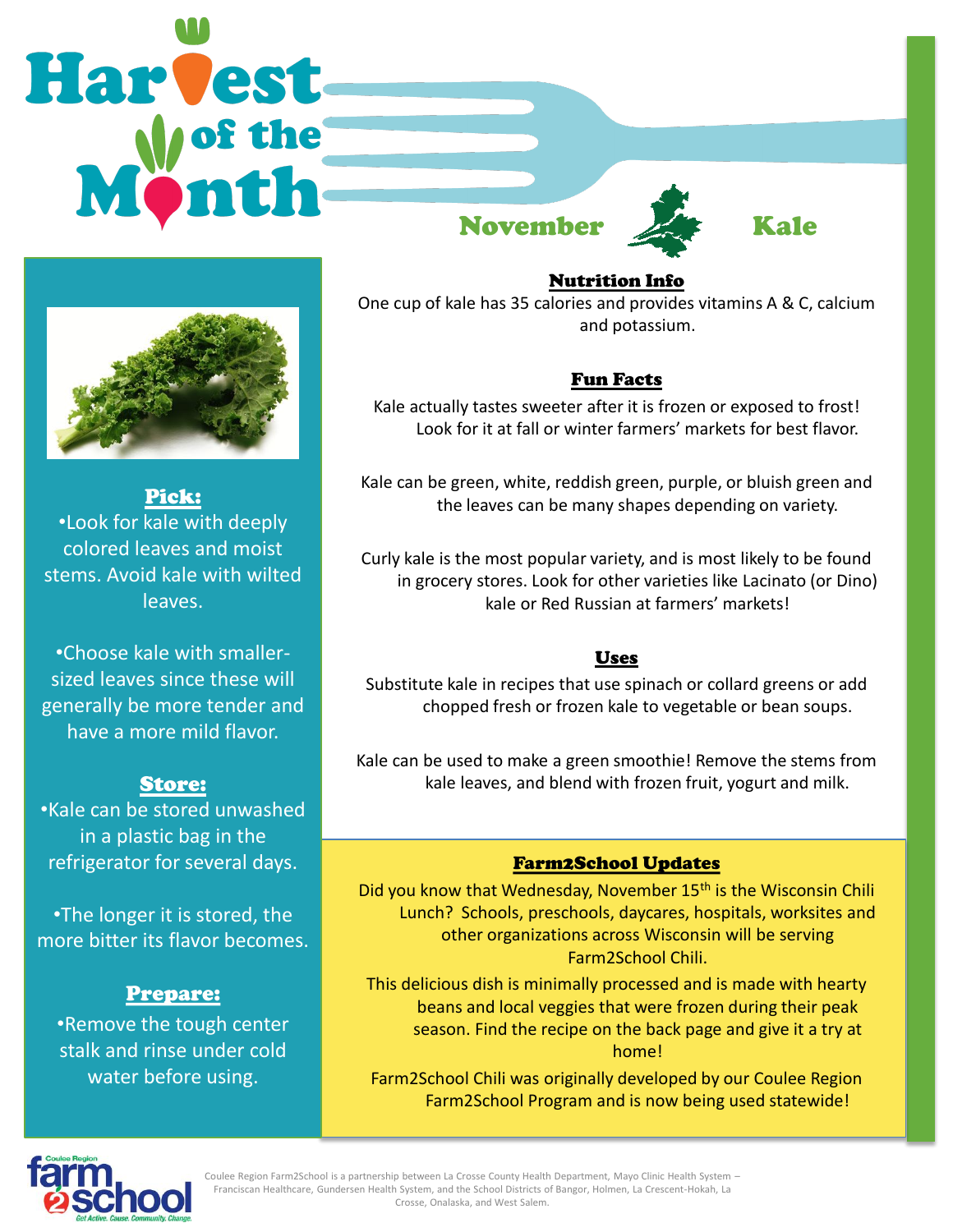# Harvest of the Month

## November — Kale

### Pick:

- Look for kale with deeply colored leaves and moist stems. Avoid kale with wilted leaves.
- Choose kale with smaller-sized leaves since these will generally be more tender and have a more mild flavor.

### Store:

- Kale can be stored unwashed in a plastic bag in the refrigerator for several days.
- The longer it is stored, the more bitter its flavor becomes.

### Prepare:

- Remove the tough center stalk and rinse under cold water before using.

### Nutrition Info

One cup of kale has 35 calories and provides vitamins A & C, calcium and potassium.

### Fun Facts

Kale actually tastes sweeter after it is frozen or exposed to frost! Look for it at fall or winter farmers' markets for best flavor.

Kale can be green, white, reddish green, purple, or bluish green and the leaves can be many shapes depending on variety.

Curly kale is the most popular variety, and is most likely to be found in grocery stores. Look for other varieties like Lacinato (or Dino) kale or Red Russian at farmers' markets!

### Uses

Substitute kale in recipes that use spinach or collard greens or add chopped fresh or frozen kale to vegetable or bean soups.

Kale can be used to make a green smoothie! Remove the stems from kale leaves, and blend with frozen fruit, yogurt and milk.

### Farm2School Updates

Did you know that Wednesday, November 15th is the Wisconsin Chili Lunch? Schools, preschools, daycares, hospitals, worksites and other organizations across Wisconsin will be serving Farm2School Chili.

This delicious dish is minimally processed and is made with hearty beans and local veggies that were frozen during their peak season. Find the recipe on the back page and give it a try at home!

Farm2School Chili was originally developed by our Coulee Region Farm2School Program and is now being used statewide!

Coulee Region farm2school — Get Active. Cause. Community. Change.

Coulee Region Farm2School is a partnership between La Crosse County Health Department, Mayo Clinic Health System – Franciscan Healthcare, Gundersen Health System, and the School Districts of Bangor, Holmen, La Crescent-Hokah, La Crosse, Onalaska, and West Salem.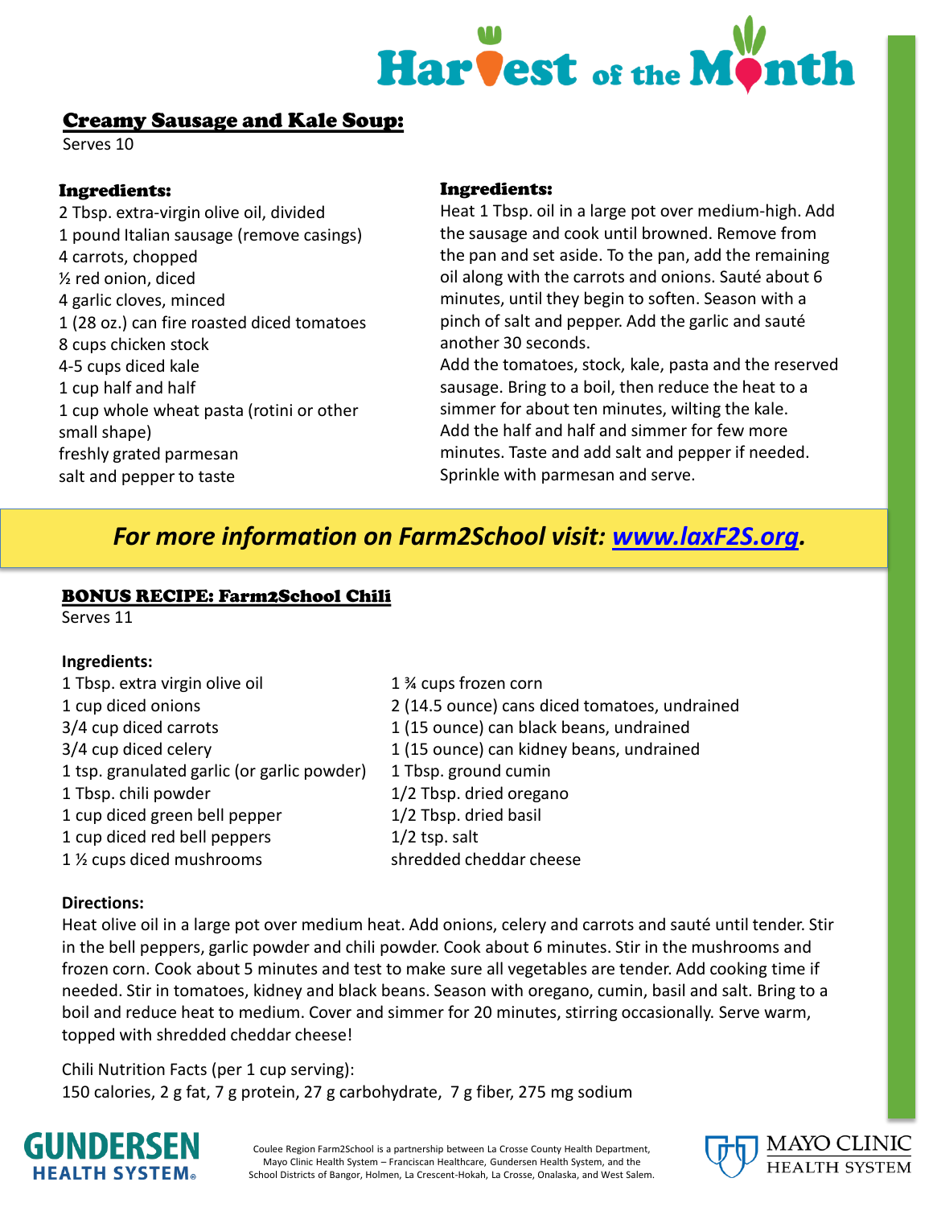## Creamy Sausage and Kale Soup:

Serves 10

### Ingredients:

2 Tbsp. extra-virgin olive oil, divided
1 pound Italian sausage (remove casings)
4 carrots, chopped
½ red onion, diced
4 garlic cloves, minced
1 (28 oz.) can fire roasted diced tomatoes
8 cups chicken stock
4-5 cups diced kale
1 cup half and half
1 cup whole wheat pasta (rotini or other small shape)
freshly grated parmesan
salt and pepper to taste

### Ingredients:

Heat 1 Tbsp. oil in a large pot over medium-high. Add the sausage and cook until browned. Remove from the pan and set aside. To the pan, add the remaining oil along with the carrots and onions. Sauté about 6 minutes, until they begin to soften. Season with a pinch of salt and pepper. Add the garlic and sauté another 30 seconds.
Add the tomatoes, stock, kale, pasta and the reserved sausage. Bring to a boil, then reduce the heat to a simmer for about ten minutes, wilting the kale. Add the half and half and simmer for few more minutes. Taste and add salt and pepper if needed. Sprinkle with parmesan and serve.

***For more information on Farm2School visit: [www.laxF2S.org](http://www.laxF2S.org).***

## BONUS RECIPE: Farm2School Chili

Serves 11

**Ingredients:**

1 Tbsp. extra virgin olive oil
1 cup diced onions
3/4 cup diced carrots
3/4 cup diced celery
1 tsp. granulated garlic (or garlic powder)
1 Tbsp. chili powder
1 cup diced green bell pepper
1 cup diced red bell peppers
1 ½ cups diced mushrooms
1 ¾ cups frozen corn
2 (14.5 ounce) cans diced tomatoes, undrained
1 (15 ounce) can black beans, undrained
1 (15 ounce) can kidney beans, undrained
1 Tbsp. ground cumin
1/2 Tbsp. dried oregano
1/2 Tbsp. dried basil
1/2 tsp. salt
shredded cheddar cheese

**Directions:**

Heat olive oil in a large pot over medium heat. Add onions, celery and carrots and sauté until tender. Stir in the bell peppers, garlic powder and chili powder. Cook about 6 minutes. Stir in the mushrooms and frozen corn. Cook about 5 minutes and test to make sure all vegetables are tender. Add cooking time if needed. Stir in tomatoes, kidney and black beans. Season with oregano, cumin, basil and salt. Bring to a boil and reduce heat to medium. Cover and simmer for 20 minutes, stirring occasionally. Serve warm, topped with shredded cheddar cheese!

Chili Nutrition Facts (per 1 cup serving):
150 calories, 2 g fat, 7 g protein, 27 g carbohydrate, 7 g fiber, 275 mg sodium

Coulee Region Farm2School is a partnership between La Crosse County Health Department, Mayo Clinic Health System – Franciscan Healthcare, Gundersen Health System, and the School Districts of Bangor, Holmen, La Crescent-Hokah, La Crosse, Onalaska, and West Salem.